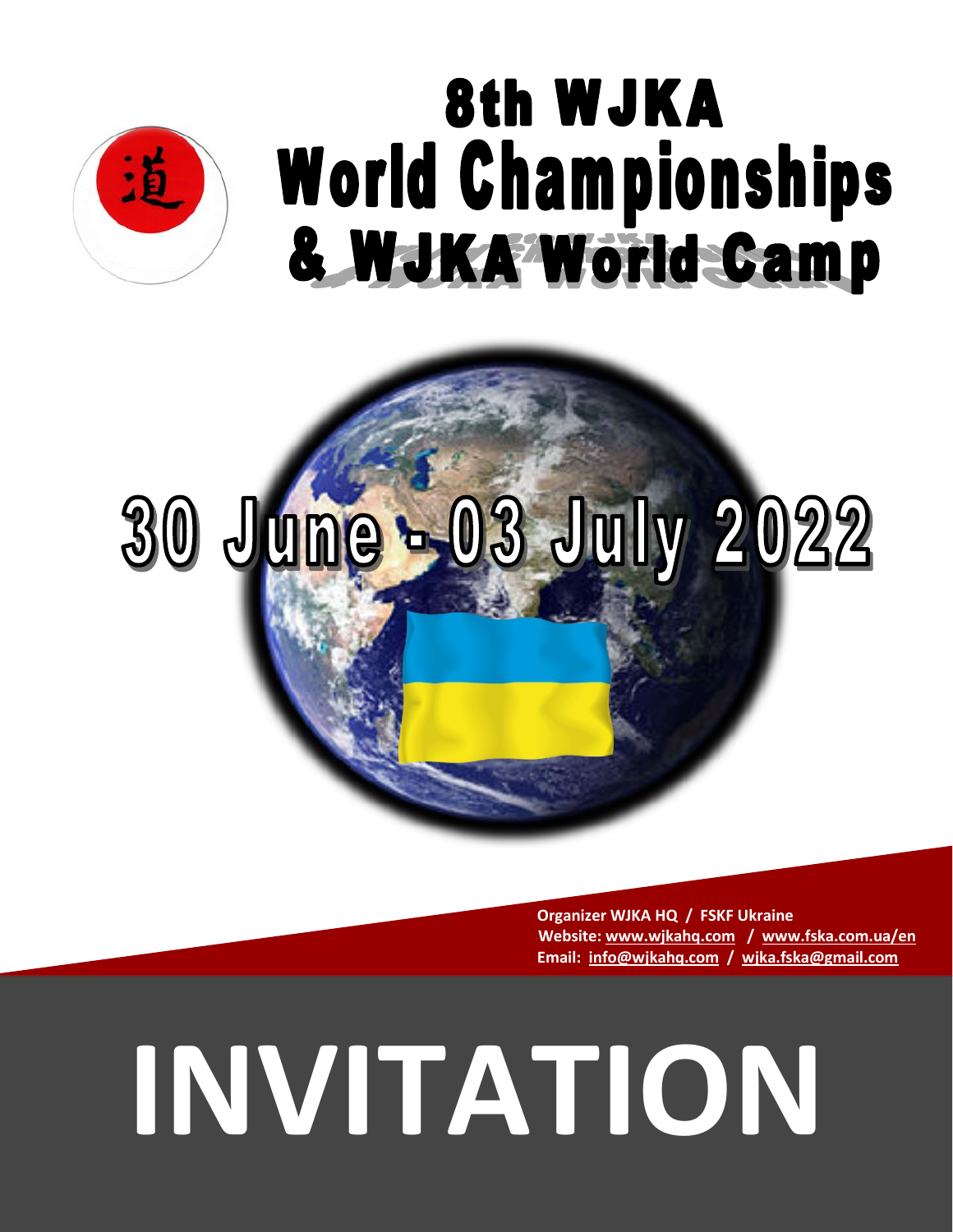# 8th WJKA World Championships & WJKA World Camp

## 30 June - 03 July 2022

**Organizer WJKA HQ / FSKF Ukraine**
**Website: www.wjkahq.com / www.fska.com.ua/en**
**Email: info@wjkahq.com / wjka.fska@gmail.com**

# INVITATION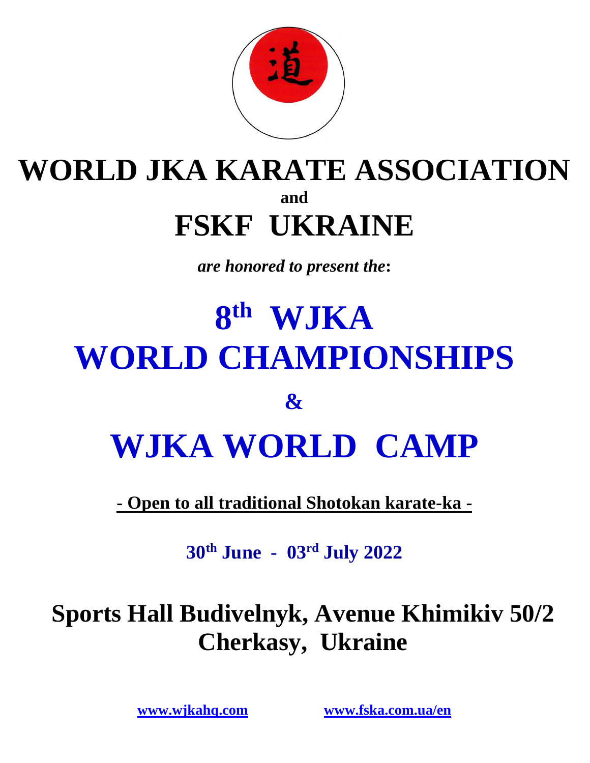道

# WORLD JKA KARATE ASSOCIATION

**and**

# FSKF UKRAINE

***are honored to present the*:**

# 8th WJKA WORLD CHAMPIONSHIPS

**&**

# WJKA WORLD CAMP

**- Open to all traditional Shotokan karate-ka -**

**30th June - 03rd July 2022**

## Sports Hall Budivelnyk, Avenue Khimikiv 50/2
## Cherkasy, Ukraine

**www.wjkahq.com** **www.fska.com.ua/en**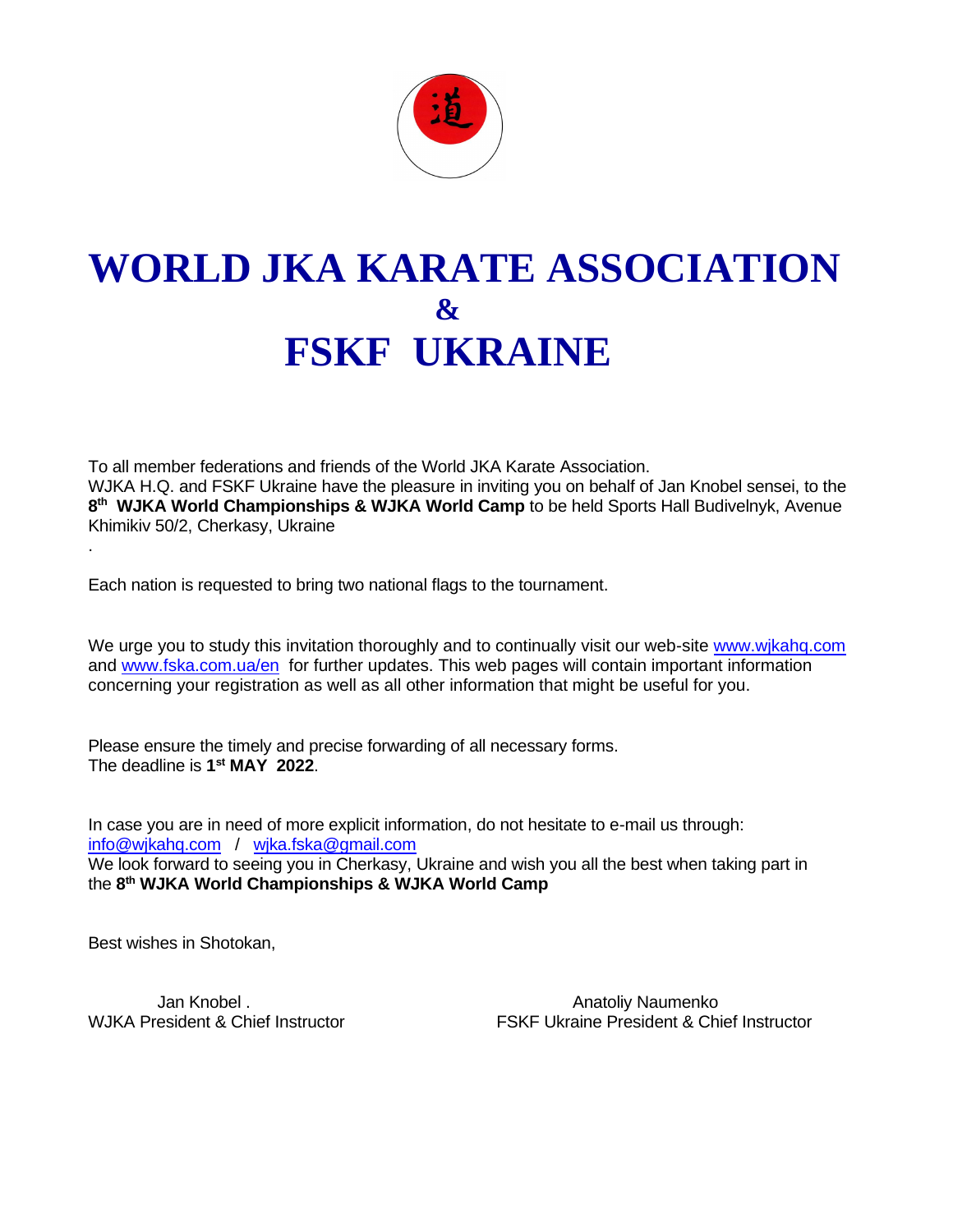# WORLD JKA KARATE ASSOCIATION
## &
# FSKF UKRAINE

To all member federations and friends of the World JKA Karate Association.
WJKA H.Q. and FSKF Ukraine have the pleasure in inviting you on behalf of Jan Knobel sensei, to the **8th WJKA World Championships & WJKA World Camp** to be held Sports Hall Budivelnyk, Avenue Khimikiv 50/2, Cherkasy, Ukraine

.

Each nation is requested to bring two national flags to the tournament.

We urge you to study this invitation thoroughly and to continually visit our web-site www.wjkahq.com and www.fska.com.ua/en for further updates. This web pages will contain important information concerning your registration as well as all other information that might be useful for you.

Please ensure the timely and precise forwarding of all necessary forms.
The deadline is **1st MAY 2022**.

In case you are in need of more explicit information, do not hesitate to e-mail us through:
info@wjkahq.com / wjka.fska@gmail.com
We look forward to seeing you in Cherkasy, Ukraine and wish you all the best when taking part in the **8th WJKA World Championships & WJKA World Camp**

Best wishes in Shotokan,

Jan Knobel .
WJKA President & Chief Instructor

Anatoliy Naumenko
FSKF Ukraine President & Chief Instructor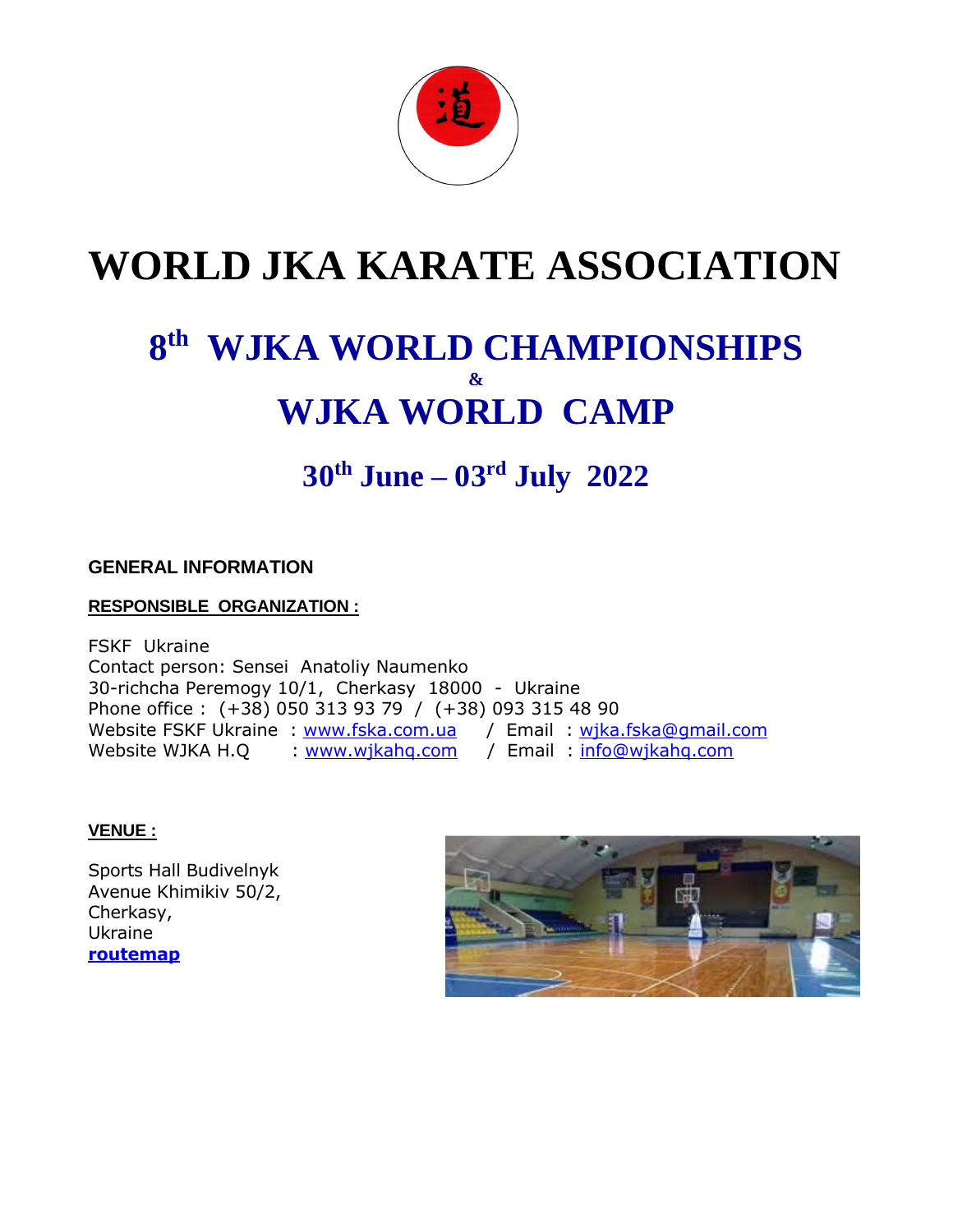# WORLD JKA KARATE ASSOCIATION

## 8th WJKA WORLD CHAMPIONSHIPS

## &

## WJKA WORLD CAMP

## 30th June – 03rd July 2022

**GENERAL INFORMATION**

**RESPONSIBLE ORGANIZATION :**

FSKF Ukraine
Contact person: Sensei Anatoliy Naumenko
30-richcha Peremogy 10/1, Cherkasy 18000 - Ukraine
Phone office : (+38) 050 313 93 79 / (+38) 093 315 48 90
Website FSKF Ukraine : www.fska.com.ua / Email : wjka.fska@gmail.com
Website WJKA H.Q : www.wjkahq.com / Email : info@wjkahq.com

**VENUE :**

Sports Hall Budivelnyk
Avenue Khimikiv 50/2,
Cherkasy,
Ukraine
**routemap**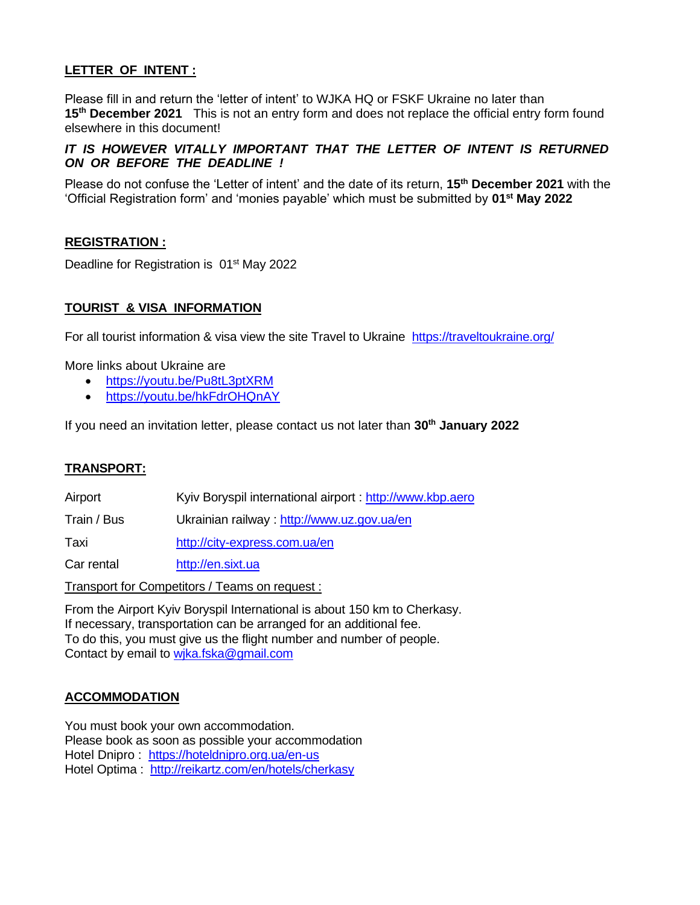## LETTER OF INTENT :

Please fill in and return the 'letter of intent' to WJKA HQ or FSKF Ukraine no later than **15th December 2021** This is not an entry form and does not replace the official entry form found elsewhere in this document!

***IT IS HOWEVER VITALLY IMPORTANT THAT THE LETTER OF INTENT IS RETURNED ON OR BEFORE THE DEADLINE !***

Please do not confuse the 'Letter of intent' and the date of its return, **15th December 2021** with the 'Official Registration form' and 'monies payable' which must be submitted by **01st May 2022**

## REGISTRATION :

Deadline for Registration is 01st May 2022

## TOURIST & VISA INFORMATION

For all tourist information & visa view the site Travel to Ukraine https://traveltoukraine.org/

More links about Ukraine are

- https://youtu.be/Pu8tL3ptXRM
- https://youtu.be/hkFdrOHQnAY

If you need an invitation letter, please contact us not later than **30th January 2022**

## TRANSPORT:

| | |
|---|---|
| Airport | Kyiv Boryspil international airport : http://www.kbp.aero |
| Train / Bus | Ukrainian railway : http://www.uz.gov.ua/en |
| Taxi | http://city-express.com.ua/en |
| Car rental | http://en.sixt.ua |

Transport for Competitors / Teams on request :

From the Airport Kyiv Boryspil International is about 150 km to Cherkasy.
If necessary, transportation can be arranged for an additional fee.
To do this, you must give us the flight number and number of people.
Contact by email to wjka.fska@gmail.com

## ACCOMMODATION

You must book your own accommodation.
Please book as soon as possible your accommodation
Hotel Dnipro : https://hoteldnipro.org.ua/en-us
Hotel Optima : http://reikartz.com/en/hotels/cherkasy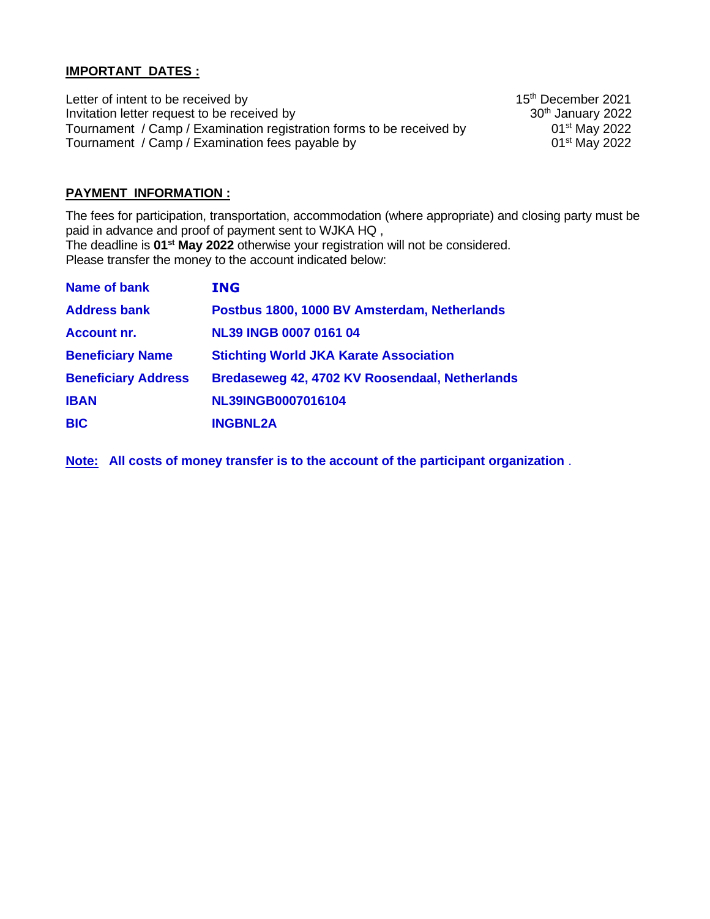**IMPORTANT DATES :**

| | |
|---|---|
| Letter of intent to be received by | 15th December 2021 |
| Invitation letter request to be received by | 30th January 2022 |
| Tournament / Camp / Examination registration forms to be received by | 01st May 2022 |
| Tournament / Camp / Examination fees payable by | 01st May 2022 |

**PAYMENT INFORMATION :**

The fees for participation, transportation, accommodation (where appropriate) and closing party must be paid in advance and proof of payment sent to WJKA HQ ,
The deadline is **01st May 2022** otherwise your registration will not be considered.
Please transfer the money to the account indicated below:

| | |
|---|---|
| **Name of bank** | **ING** |
| **Address bank** | **Postbus 1800, 1000 BV Amsterdam, Netherlands** |
| **Account nr.** | **NL39 INGB 0007 0161 04** |
| **Beneficiary Name** | **Stichting World JKA Karate Association** |
| **Beneficiary Address** | **Bredaseweg 42, 4702 KV Roosendaal, Netherlands** |
| **IBAN** | **NL39INGB0007016104** |
| **BIC** | **INGBNL2A** |

**Note: All costs of money transfer is to the account of the participant organization** .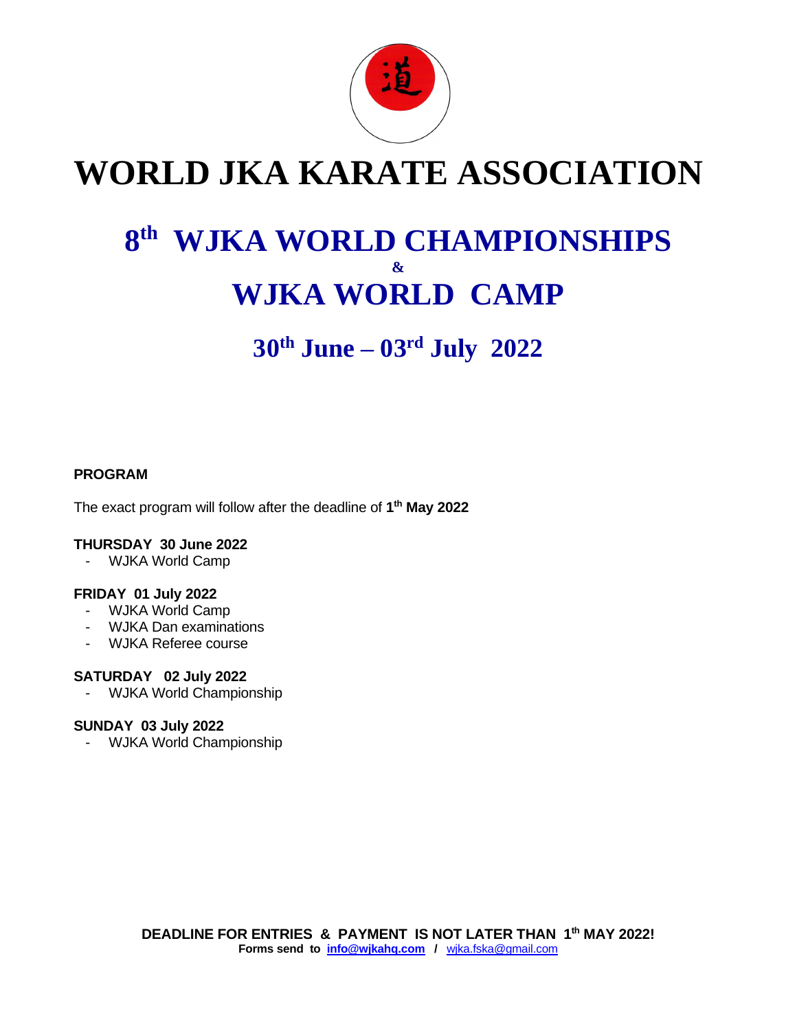# WORLD JKA KARATE ASSOCIATION

## 8th WJKA WORLD CHAMPIONSHIPS
## &
## WJKA WORLD CAMP

## 30th June – 03rd July 2022

**PROGRAM**

The exact program will follow after the deadline of **1th May 2022**

**THURSDAY 30 June 2022**
- WJKA World Camp

**FRIDAY 01 July 2022**
- WJKA World Camp
- WJKA Dan examinations
- WJKA Referee course

**SATURDAY 02 July 2022**
- WJKA World Championship

**SUNDAY 03 July 2022**
- WJKA World Championship

**DEADLINE FOR ENTRIES & PAYMENT IS NOT LATER THAN 1th MAY 2022!**
**Forms send to info@wjkahq.com / wjka.fska@gmail.com**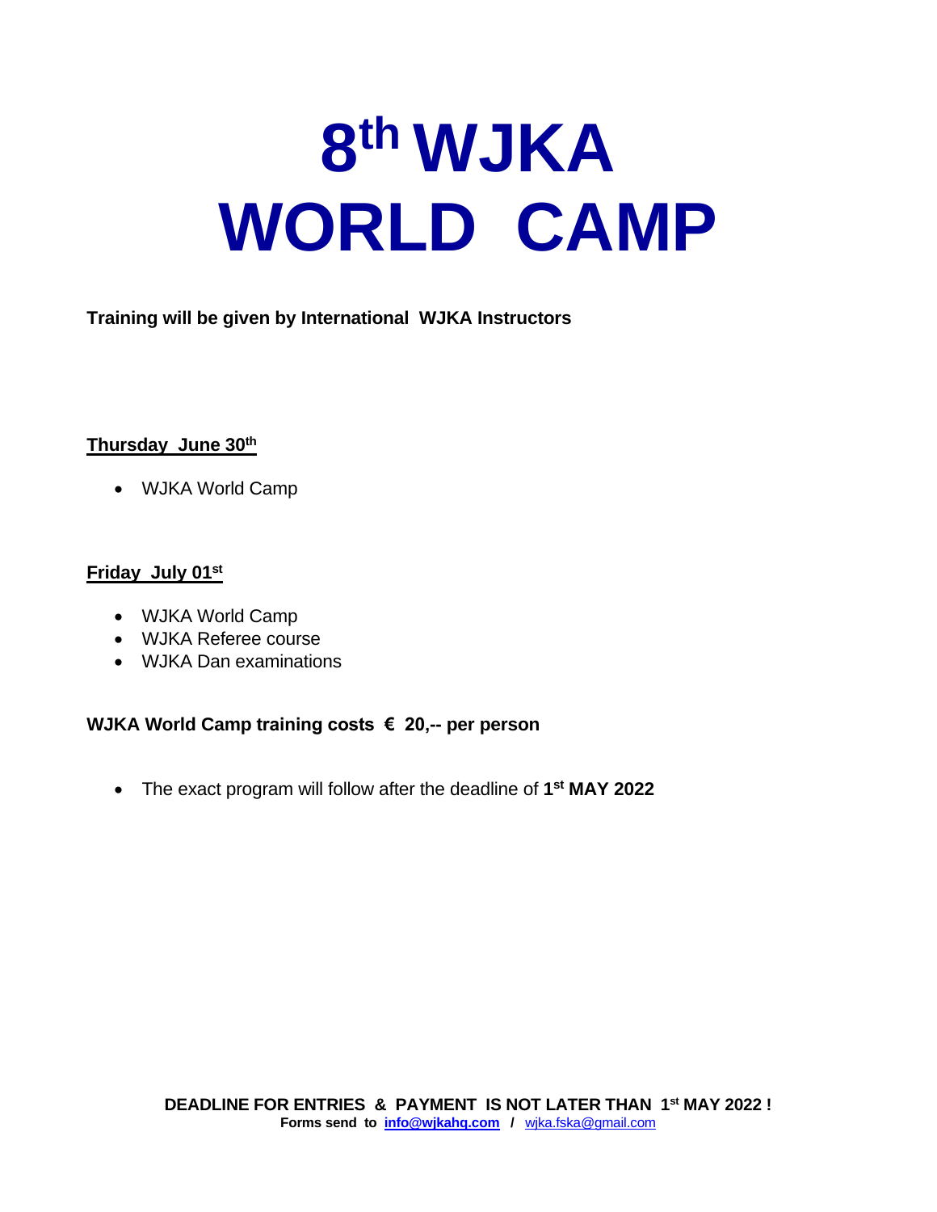# 8th WJKA WORLD CAMP

**Training will be given by International WJKA Instructors**

**Thursday June 30th**

- WJKA World Camp

**Friday July 01st**

- WJKA World Camp
- WJKA Referee course
- WJKA Dan examinations

**WJKA World Camp training costs € 20,-- per person**

- The exact program will follow after the deadline of **1st MAY 2022**

**DEADLINE FOR ENTRIES & PAYMENT IS NOT LATER THAN 1st MAY 2022 !**
**Forms send to info@wjkahq.com / wjka.fska@gmail.com**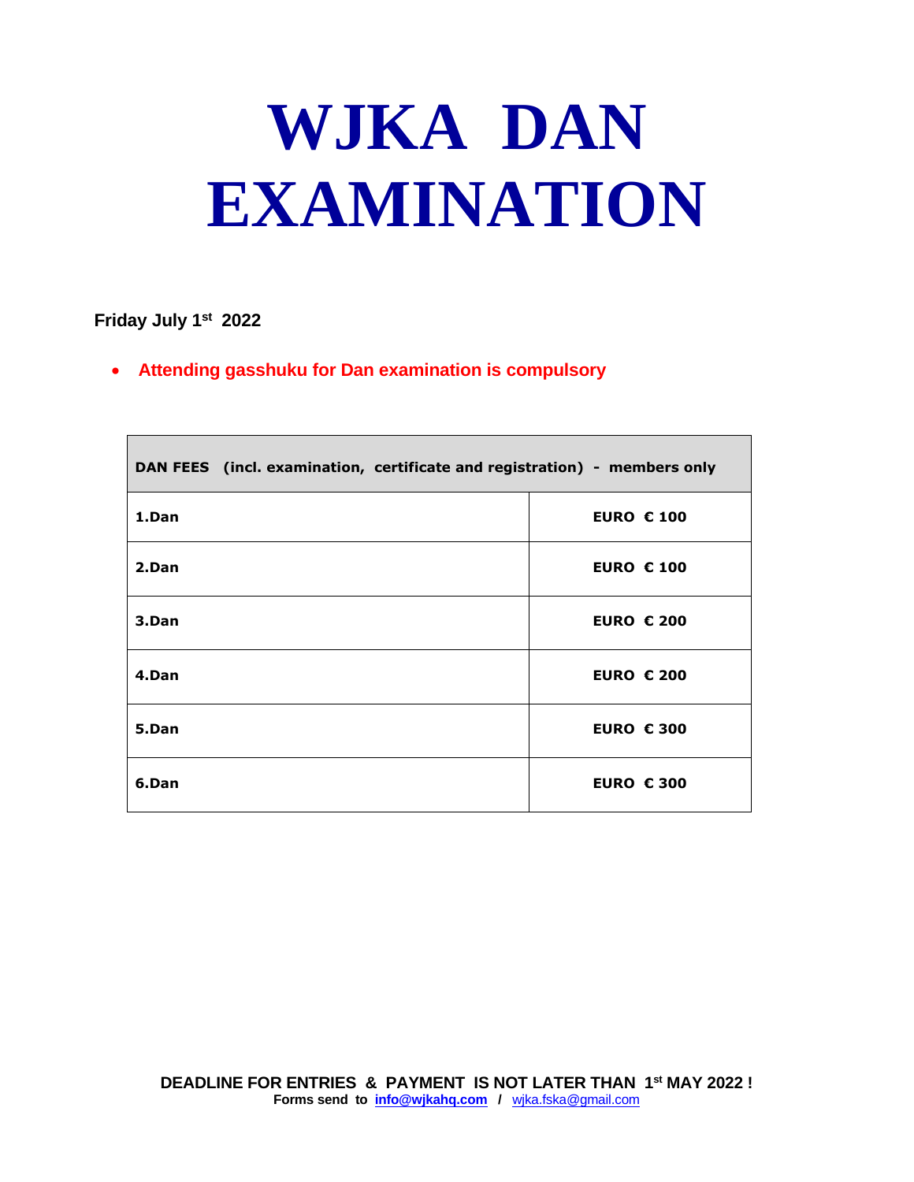# WJKA DAN EXAMINATION

**Friday July 1st 2022**

- **Attending gasshuku for Dan examination is compulsory**

| DAN FEES (incl. examination, certificate and registration) - members only | |
|---|---|
| 1.Dan | EURO € 100 |
| 2.Dan | EURO € 100 |
| 3.Dan | EURO € 200 |
| 4.Dan | EURO € 200 |
| 5.Dan | EURO € 300 |
| 6.Dan | EURO € 300 |

**DEADLINE FOR ENTRIES & PAYMENT IS NOT LATER THAN 1st MAY 2022 !**

**Forms send to info@wjkahq.com / wjka.fska@gmail.com**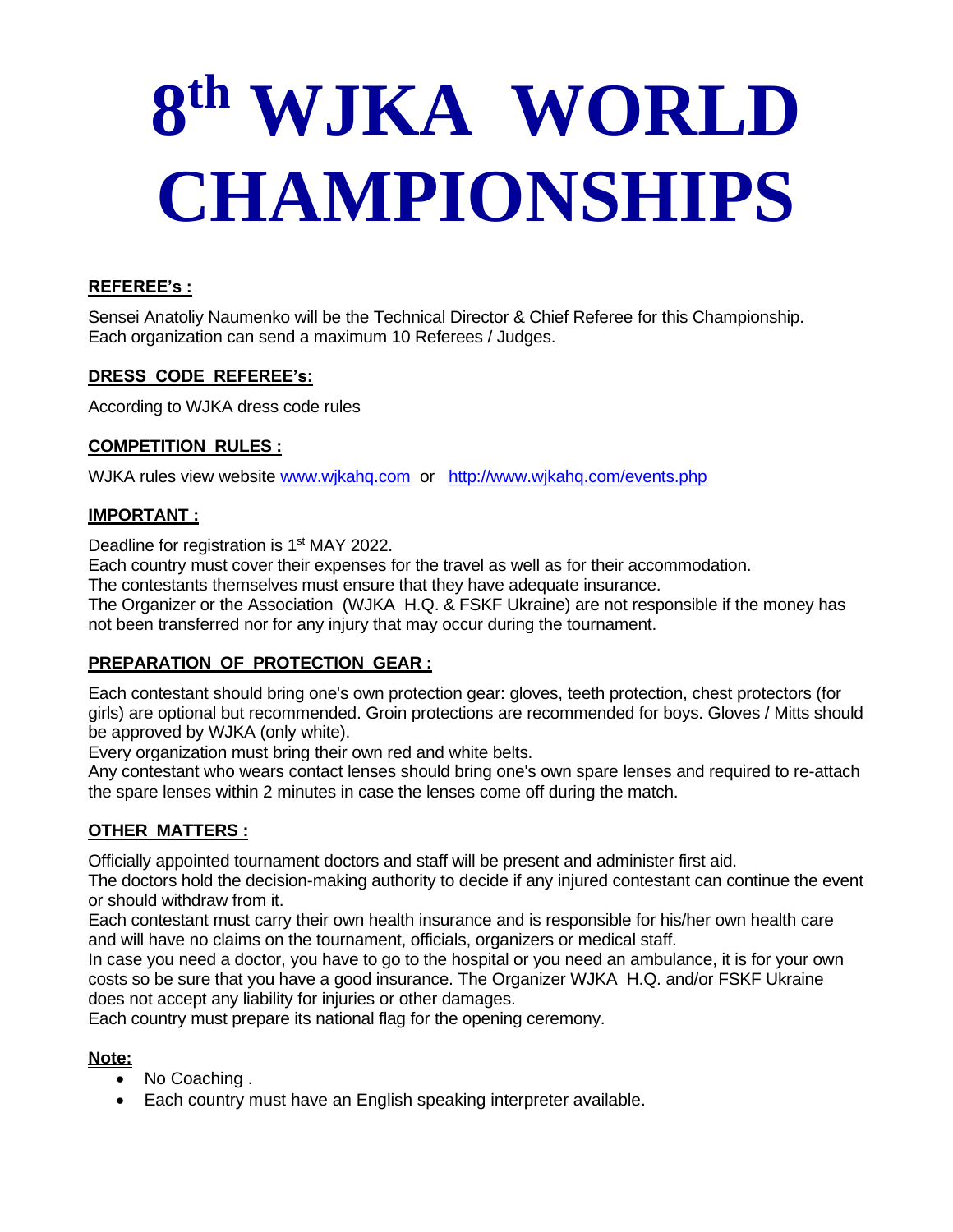# 8th WJKA WORLD CHAMPIONSHIPS

**REFEREE's :**

Sensei Anatoliy Naumenko will be the Technical Director & Chief Referee for this Championship.
Each organization can send a maximum 10 Referees / Judges.

**DRESS CODE REFEREE's:**

According to WJKA dress code rules

**COMPETITION RULES :**

WJKA rules view website www.wjkahq.com or http://www.wjkahq.com/events.php

**IMPORTANT :**

Deadline for registration is 1st MAY 2022.
Each country must cover their expenses for the travel as well as for their accommodation.
The contestants themselves must ensure that they have adequate insurance.
The Organizer or the Association (WJKA H.Q. & FSKF Ukraine) are not responsible if the money has not been transferred nor for any injury that may occur during the tournament.

**PREPARATION OF PROTECTION GEAR :**

Each contestant should bring one's own protection gear: gloves, teeth protection, chest protectors (for girls) are optional but recommended. Groin protections are recommended for boys. Gloves / Mitts should be approved by WJKA (only white).
Every organization must bring their own red and white belts.
Any contestant who wears contact lenses should bring one's own spare lenses and required to re-attach the spare lenses within 2 minutes in case the lenses come off during the match.

**OTHER MATTERS :**

Officially appointed tournament doctors and staff will be present and administer first aid.
The doctors hold the decision-making authority to decide if any injured contestant can continue the event or should withdraw from it.
Each contestant must carry their own health insurance and is responsible for his/her own health care and will have no claims on the tournament, officials, organizers or medical staff.
In case you need a doctor, you have to go to the hospital or you need an ambulance, it is for your own costs so be sure that you have a good insurance. The Organizer WJKA H.Q. and/or FSKF Ukraine does not accept any liability for injuries or other damages.
Each country must prepare its national flag for the opening ceremony.

**Note:**

- No Coaching .
- Each country must have an English speaking interpreter available.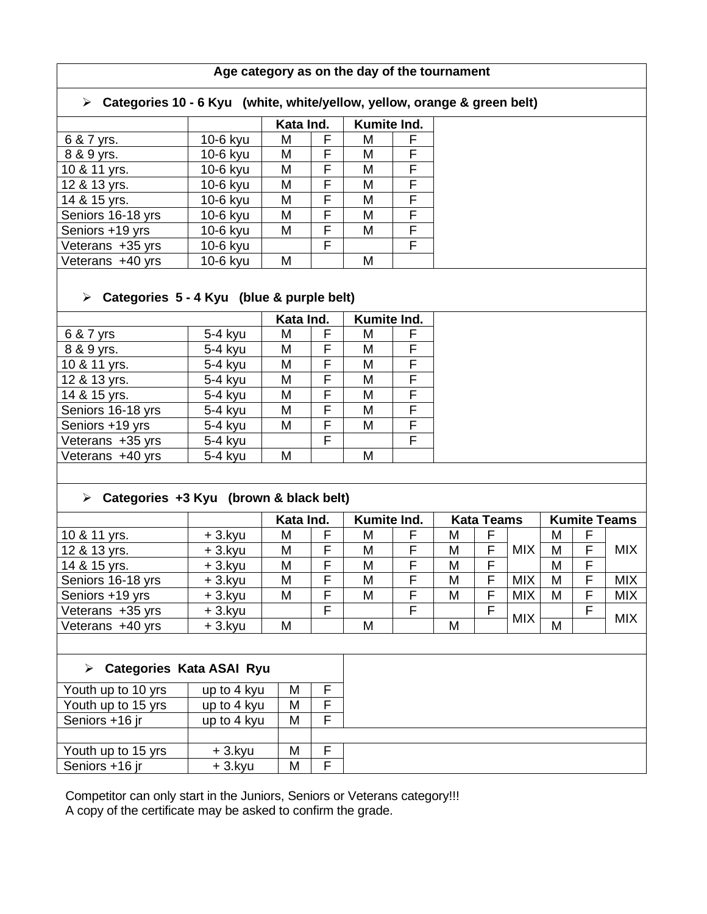**Age category as on the day of the tournament**

- **Categories 10 - 6 Kyu (white, white/yellow, yellow, orange & green belt)**

| | | Kata Ind. | | Kumite Ind. | |
|---|---|---|---|---|---|
| 6 & 7 yrs. | 10-6 kyu | M | F | M | F |
| 8 & 9 yrs. | 10-6 kyu | M | F | M | F |
| 10 & 11 yrs. | 10-6 kyu | M | F | M | F |
| 12 & 13 yrs. | 10-6 kyu | M | F | M | F |
| 14 & 15 yrs. | 10-6 kyu | M | F | M | F |
| Seniors 16-18 yrs | 10-6 kyu | M | F | M | F |
| Seniors +19 yrs | 10-6 kyu | M | F | M | F |
| Veterans +35 yrs | 10-6 kyu | | F | | F |
| Veterans +40 yrs | 10-6 kyu | M | | M | |

- **Categories 5 - 4 Kyu (blue & purple belt)**

| | | Kata Ind. | | Kumite Ind. | |
|---|---|---|---|---|---|
| 6 & 7 yrs | 5-4 kyu | M | F | M | F |
| 8 & 9 yrs. | 5-4 kyu | M | F | M | F |
| 10 & 11 yrs. | 5-4 kyu | M | F | M | F |
| 12 & 13 yrs. | 5-4 kyu | M | F | M | F |
| 14 & 15 yrs. | 5-4 kyu | M | F | M | F |
| Seniors 16-18 yrs | 5-4 kyu | M | F | M | F |
| Seniors +19 yrs | 5-4 kyu | M | F | M | F |
| Veterans +35 yrs | 5-4 kyu | | F | | F |
| Veterans +40 yrs | 5-4 kyu | M | | M | |

- **Categories +3 Kyu (brown & black belt)**

| | | Kata Ind. | | Kumite Ind. | | Kata Teams | | | Kumite Teams | | |
|---|---|---|---|---|---|---|---|---|---|---|---|
| 10 & 11 yrs. | + 3.kyu | M | F | M | F | M | F | | M | F | |
| 12 & 13 yrs. | + 3.kyu | M | F | M | F | M | F | MIX | M | F | MIX |
| 14 & 15 yrs. | + 3.kyu | M | F | M | F | M | F | | M | F | |
| Seniors 16-18 yrs | + 3.kyu | M | F | M | F | M | F | MIX | M | F | MIX |
| Seniors +19 yrs | + 3.kyu | M | F | M | F | M | F | MIX | M | F | MIX |
| Veterans +35 yrs | + 3.kyu | | F | | F | | F | MIX | | F | MIX |
| Veterans +40 yrs | + 3.kyu | M | | M | | M | | | M | | |

- **Categories Kata ASAI Ryu**

| | | | |
|---|---|---|---|
| Youth up to 10 yrs | up to 4 kyu | M | F |
| Youth up to 15 yrs | up to 4 kyu | M | F |
| Seniors +16 jr | up to 4 kyu | M | F |
| | | | |
| Youth up to 15 yrs | + 3.kyu | M | F |
| Seniors +16 jr | + 3.kyu | M | F |

Competitor can only start in the Juniors, Seniors or Veterans category!!!
A copy of the certificate may be asked to confirm the grade.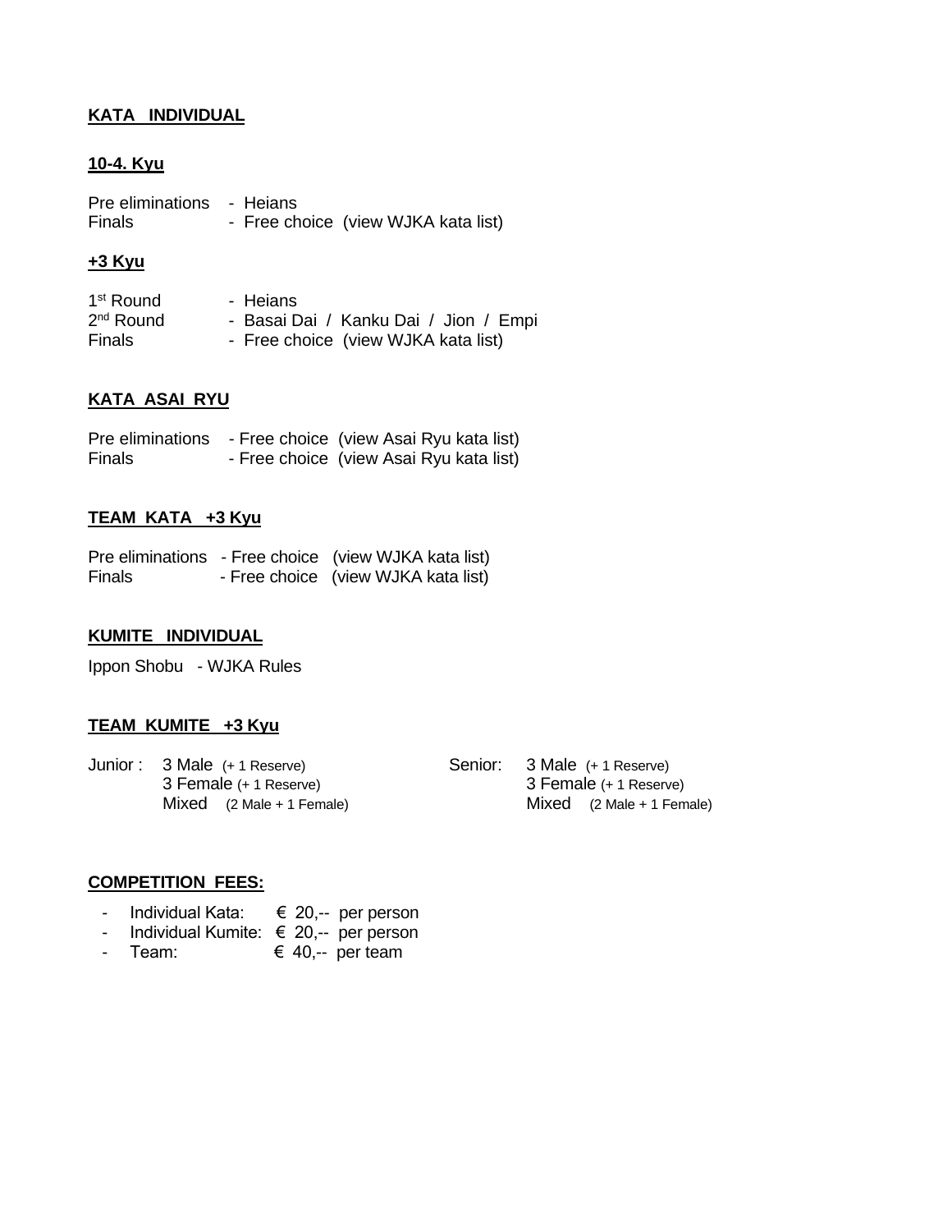## KATA INDIVIDUAL

### 10-4. Kyu

| | |
|---|---|
| Pre eliminations | - Heians |
| Finals | - Free choice (view WJKA kata list) |

### +3 Kyu

| | |
|---|---|
| 1st Round | - Heians |
| 2nd Round | - Basai Dai / Kanku Dai / Jion / Empi |
| Finals | - Free choice (view WJKA kata list) |

## KATA ASAI RYU

| | |
|---|---|
| Pre eliminations | - Free choice (view Asai Ryu kata list) |
| Finals | - Free choice (view Asai Ryu kata list) |

## TEAM KATA +3 Kyu

| | |
|---|---|
| Pre eliminations | - Free choice (view WJKA kata list) |
| Finals | - Free choice (view WJKA kata list) |

## KUMITE INDIVIDUAL

Ippon Shobu - WJKA Rules

## TEAM KUMITE +3 Kyu

Junior:
- 3 Male (+ 1 Reserve)
- 3 Female (+ 1 Reserve)
- Mixed (2 Male + 1 Female)

Senior:
- 3 Male (+ 1 Reserve)
- 3 Female (+ 1 Reserve)
- Mixed (2 Male + 1 Female)

## COMPETITION FEES:

- Individual Kata: € 20,-- per person
- Individual Kumite: € 20,-- per person
- Team: € 40,-- per team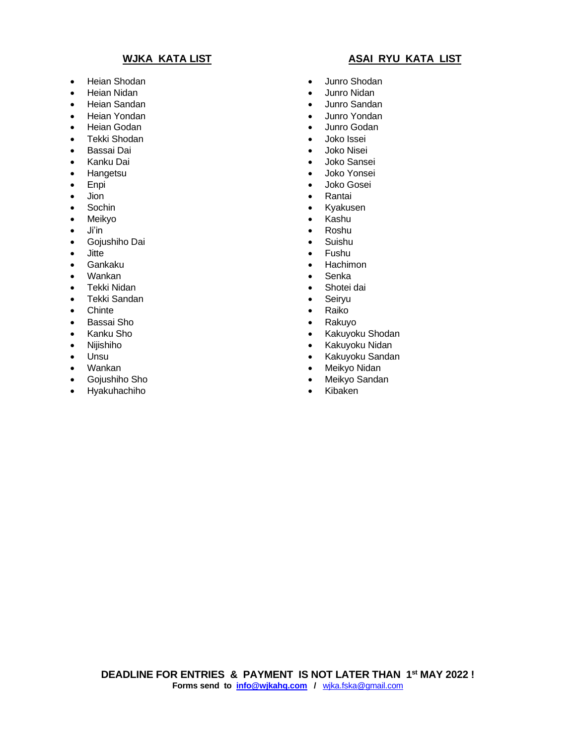## WJKA KATA LIST

- Heian Shodan
- Heian Nidan
- Heian Sandan
- Heian Yondan
- Heian Godan
- Tekki Shodan
- Bassai Dai
- Kanku Dai
- Hangetsu
- Enpi
- Jion
- Sochin
- Meikyo
- Ji'in
- Gojushiho Dai
- Jitte
- Gankaku
- Wankan
- Tekki Nidan
- Tekki Sandan
- Chinte
- Bassai Sho
- Kanku Sho
- Nijishiho
- Unsu
- Wankan
- Gojushiho Sho
- Hyakuhachiho

## ASAI RYU KATA LIST

- Junro Shodan
- Junro Nidan
- Junro Sandan
- Junro Yondan
- Junro Godan
- Joko Issei
- Joko Nisei
- Joko Sansei
- Joko Yonsei
- Joko Gosei
- Rantai
- Kyakusen
- Kashu
- Roshu
- Suishu
- Fushu
- Hachimon
- Senka
- Shotei dai
- Seiryu
- Raiko
- Rakuyo
- Kakuyoku Shodan
- Kakuyoku Nidan
- Kakuyoku Sandan
- Meikyo Nidan
- Meikyo Sandan
- Kibaken

**DEADLINE FOR ENTRIES & PAYMENT IS NOT LATER THAN 1st MAY 2022 !**

**Forms send to info@wjkahq.com / wjka.fska@gmail.com**